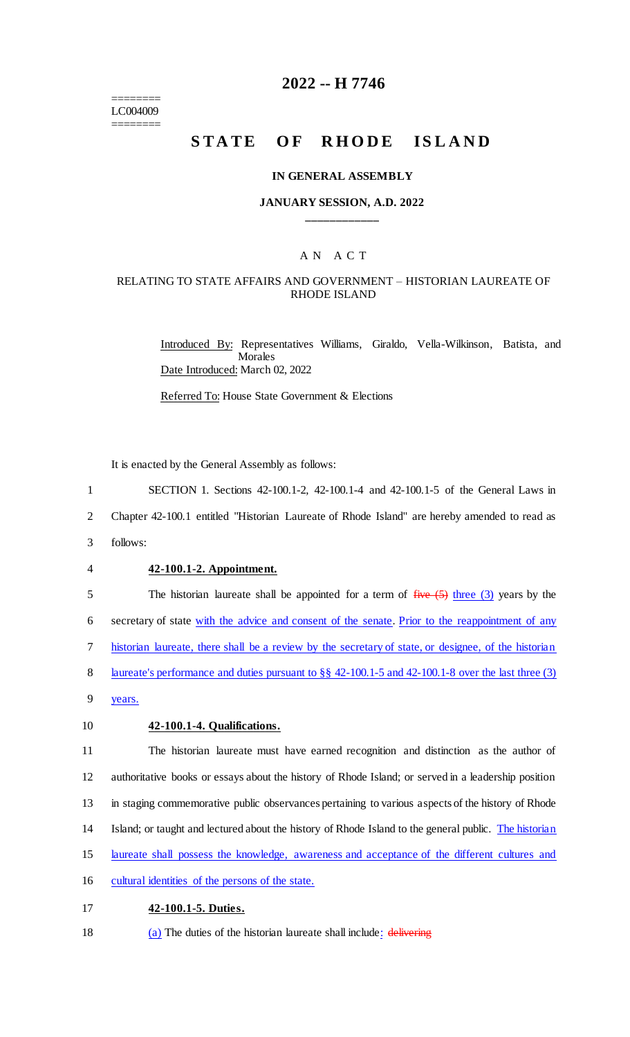========
LC004009
========

# 2022 -- H 7746

# STATE OF RHODE ISLAND

### IN GENERAL ASSEMBLY

### JANUARY SESSION, A.D. 2022

____________

## AN ACT

### RELATING TO STATE AFFAIRS AND GOVERNMENT – HISTORIAN LAUREATE OF RHODE ISLAND

Introduced By: Representatives Williams, Giraldo, Vella-Wilkinson, Batista, and Morales

Date Introduced: March 02, 2022

Referred To: House State Government & Elections

It is enacted by the General Assembly as follows:

1 SECTION 1. Sections 42-100.1-2, 42-100.1-4 and 42-100.1-5 of the General Laws in
2 Chapter 42-100.1 entitled "Historian Laureate of Rhode Island" are hereby amended to read as
3 follows:

4 **42-100.1-2. Appointment.**

5 The historian laureate shall be appointed for a term of ~~five (5)~~ three (3) years by the
6 secretary of state with the advice and consent of the senate. Prior to the reappointment of any
7 historian laureate, there shall be a review by the secretary of state, or designee, of the historian
8 laureate's performance and duties pursuant to §§ 42-100.1-5 and 42-100.1-8 over the last three (3)
9 years.

10 **42-100.1-4. Qualifications.**

11 The historian laureate must have earned recognition and distinction as the author of
12 authoritative books or essays about the history of Rhode Island; or served in a leadership position
13 in staging commemorative public observances pertaining to various aspects of the history of Rhode
14 Island; or taught and lectured about the history of Rhode Island to the general public. The historian
15 laureate shall possess the knowledge, awareness and acceptance of the different cultures and
16 cultural identities of the persons of the state.

17 **42-100.1-5. Duties.**

18 (a) The duties of the historian laureate shall include: ~~delivering~~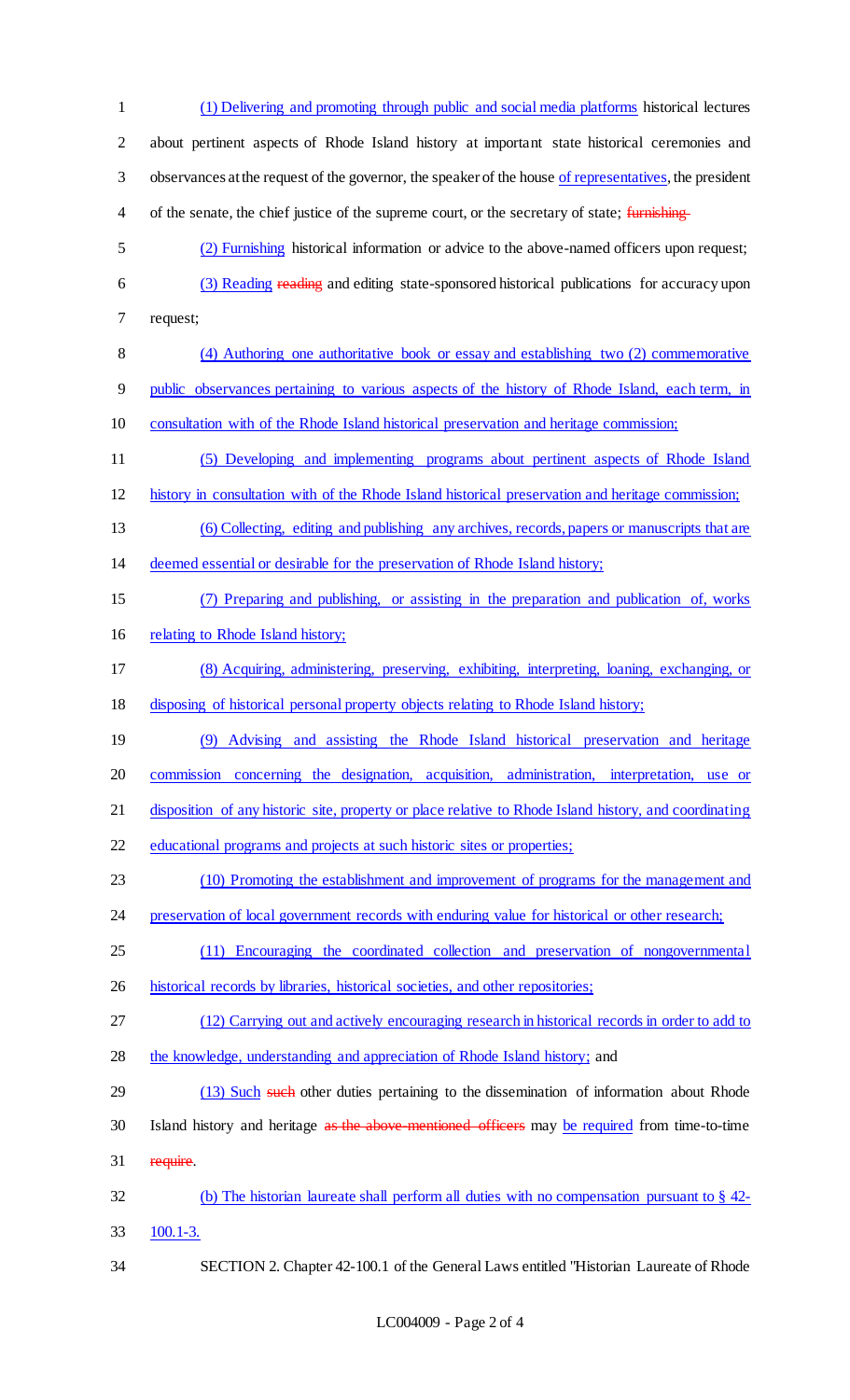(1) Delivering and promoting through public and social media platforms historical lectures about pertinent aspects of Rhode Island history at important state historical ceremonies and observances at the request of the governor, the speaker of the house of representatives, the president of the senate, the chief justice of the supreme court, or the secretary of state; ~~furnishing~~

(2) Furnishing historical information or advice to the above-named officers upon request;

(3) Reading ~~reading~~ and editing state-sponsored historical publications for accuracy upon request;

(4) Authoring one authoritative book or essay and establishing two (2) commemorative public observances pertaining to various aspects of the history of Rhode Island, each term, in consultation with of the Rhode Island historical preservation and heritage commission;

(5) Developing and implementing programs about pertinent aspects of Rhode Island history in consultation with of the Rhode Island historical preservation and heritage commission;

(6) Collecting, editing and publishing any archives, records, papers or manuscripts that are deemed essential or desirable for the preservation of Rhode Island history;

(7) Preparing and publishing, or assisting in the preparation and publication of, works relating to Rhode Island history;

(8) Acquiring, administering, preserving, exhibiting, interpreting, loaning, exchanging, or disposing of historical personal property objects relating to Rhode Island history;

(9) Advising and assisting the Rhode Island historical preservation and heritage commission concerning the designation, acquisition, administration, interpretation, use or disposition of any historic site, property or place relative to Rhode Island history, and coordinating educational programs and projects at such historic sites or properties;

(10) Promoting the establishment and improvement of programs for the management and preservation of local government records with enduring value for historical or other research;

(11) Encouraging the coordinated collection and preservation of nongovernmental historical records by libraries, historical societies, and other repositories;

(12) Carrying out and actively encouraging research in historical records in order to add to the knowledge, understanding and appreciation of Rhode Island history; and

(13) Such ~~such~~ other duties pertaining to the dissemination of information about Rhode Island history and heritage ~~as the above-mentioned officers~~ may be required from time-to-time ~~require~~.

(b) The historian laureate shall perform all duties with no compensation pursuant to § 42-100.1-3.

SECTION 2. Chapter 42-100.1 of the General Laws entitled "Historian Laureate of Rhode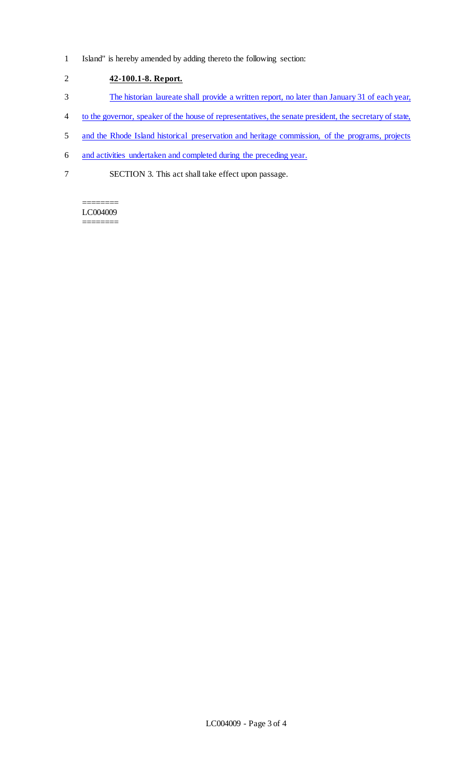Island" is hereby amended by adding thereto the following section:

**42-100.1-8. Report.**

The historian laureate shall provide a written report, no later than January 31 of each year, to the governor, speaker of the house of representatives, the senate president, the secretary of state, and the Rhode Island historical preservation and heritage commission, of the programs, projects and activities undertaken and completed during the preceding year.

SECTION 3. This act shall take effect upon passage.

========
LC004009
========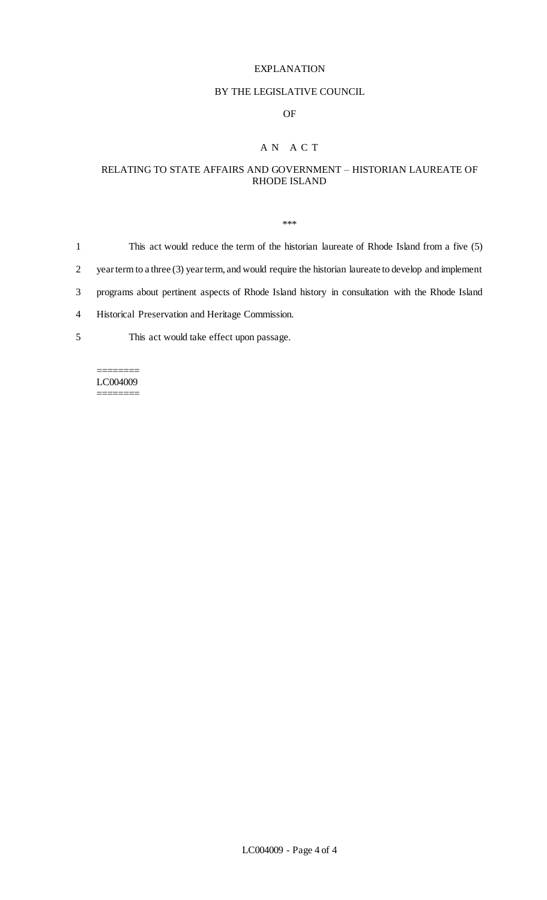EXPLANATION

BY THE LEGISLATIVE COUNCIL

OF

# A N A C T

## RELATING TO STATE AFFAIRS AND GOVERNMENT – HISTORIAN LAUREATE OF RHODE ISLAND

\*\*\*

1 This act would reduce the term of the historian laureate of Rhode Island from a five (5)
2 year term to a three (3) year term, and would require the historian laureate to develop and implement
3 programs about pertinent aspects of Rhode Island history in consultation with the Rhode Island
4 Historical Preservation and Heritage Commission.
5 This act would take effect upon passage.

========
LC004009
========